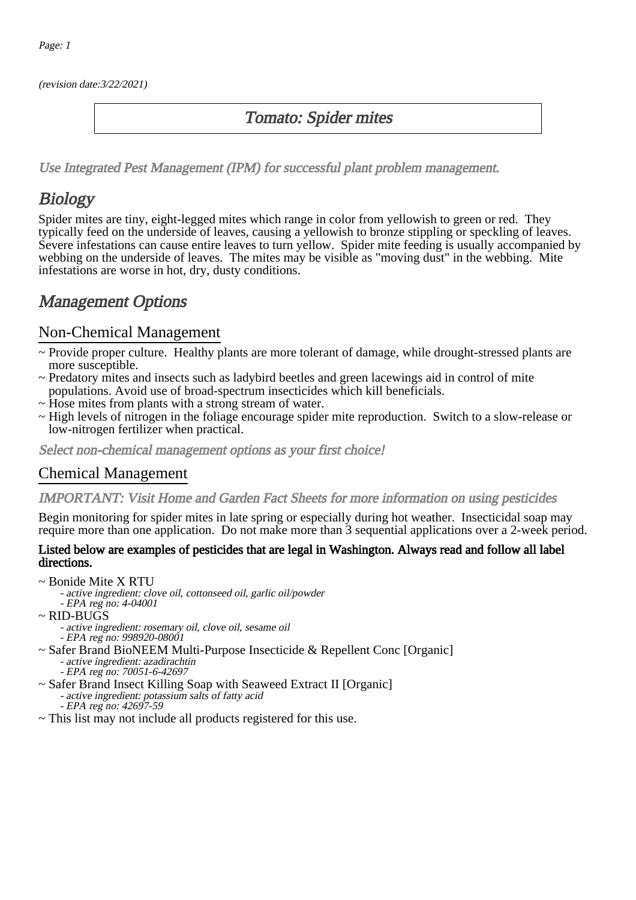*(revision date:3/22/2021)*

# *Tomato: Spider mites*

*Use Integrated Pest Management (IPM) for successful plant problem management.*

## *Biology*

Spider mites are tiny, eight-legged mites which range in color from yellowish to green or red. They typically feed on the underside of leaves, causing a yellowish to bronze stippling or speckling of leaves. Severe infestations can cause entire leaves to turn yellow. Spider mite feeding is usually accompanied by webbing on the underside of leaves. The mites may be visible as "moving dust" in the webbing. Mite infestations are worse in hot, dry, dusty conditions.

## *Management Options*

### Non-Chemical Management

~ Provide proper culture. Healthy plants are more tolerant of damage, while drought-stressed plants are more susceptible.
~ Predatory mites and insects such as ladybird beetles and green lacewings aid in control of mite populations. Avoid use of broad-spectrum insecticides which kill beneficials.
~ Hose mites from plants with a strong stream of water.
~ High levels of nitrogen in the foliage encourage spider mite reproduction. Switch to a slow-release or low-nitrogen fertilizer when practical.

*Select non-chemical management options as your first choice!*

### Chemical Management

*IMPORTANT: Visit Home and Garden Fact Sheets for more information on using pesticides*

Begin monitoring for spider mites in late spring or especially during hot weather. Insecticidal soap may require more than one application. Do not make more than 3 sequential applications over a 2-week period.

**Listed below are examples of pesticides that are legal in Washington. Always read and follow all label directions.**

~ Bonide Mite X RTU
  - *active ingredient: clove oil, cottonseed oil, garlic oil/powder*
  - *EPA reg no: 4-04001*
~ RID-BUGS
  - *active ingredient: rosemary oil, clove oil, sesame oil*
  - *EPA reg no: 998920-08001*
~ Safer Brand BioNEEM Multi-Purpose Insecticide & Repellent Conc [Organic]
  - *active ingredient: azadirachtin*
  - *EPA reg no: 70051-6-42697*
~ Safer Brand Insect Killing Soap with Seaweed Extract II [Organic]
  - *active ingredient: potassium salts of fatty acid*
  - *EPA reg no: 42697-59*
~ This list may not include all products registered for this use.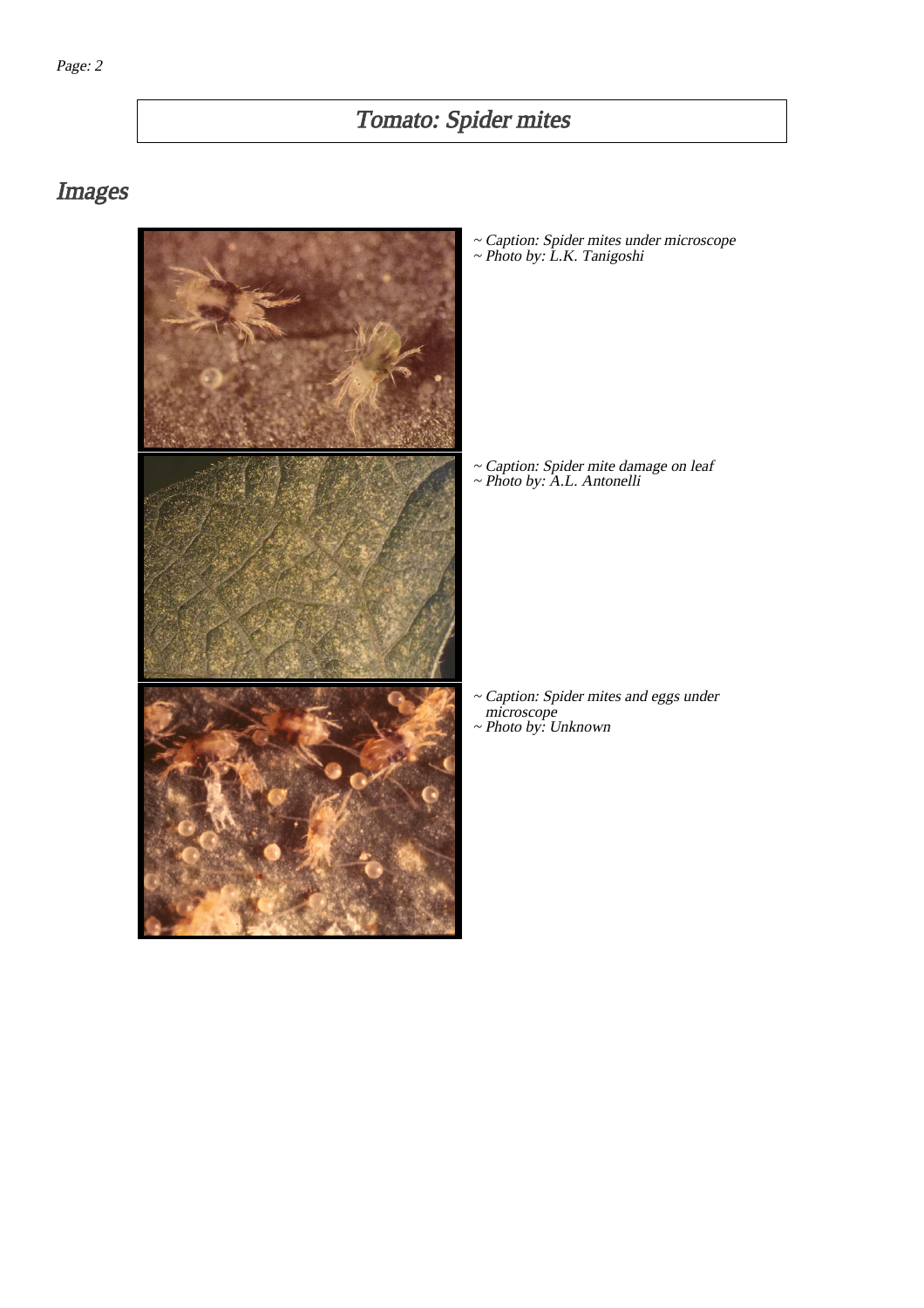# Tomato: Spider mites

## Images

~ Caption: Spider mites under microscope
~ Photo by: L.K. Tanigoshi

~ Caption: Spider mite damage on leaf
~ Photo by: A.L. Antonelli

~ Caption: Spider mites and eggs under microscope
~ Photo by: Unknown